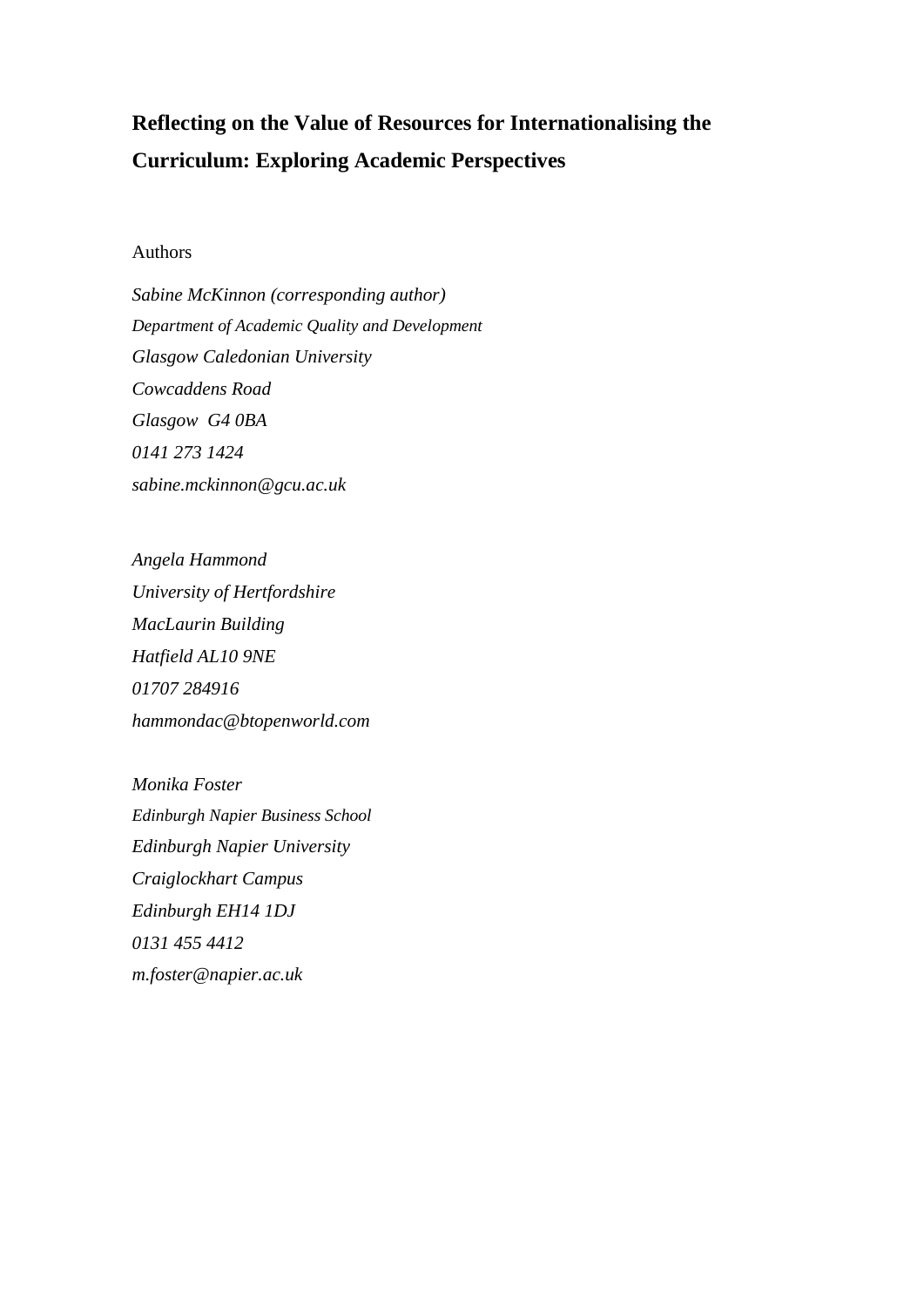# Reflecting on the Value of Resources for Internationalising the Curriculum: Exploring Academic Perspectives

Authors

*Sabine McKinnon (corresponding author)*
*Department of Academic Quality and Development*
*Glasgow Caledonian University*
*Cowcaddens Road*
*Glasgow G4 0BA*
*0141 273 1424*
*sabine.mckinnon@gcu.ac.uk*

*Angela Hammond*
*University of Hertfordshire*
*MacLaurin Building*
*Hatfield AL10 9NE*
*01707 284916*
*hammondac@btopenworld.com*

*Monika Foster*
*Edinburgh Napier Business School*
*Edinburgh Napier University*
*Craiglockhart Campus*
*Edinburgh EH14 1DJ*
*0131 455 4412*
*m.foster@napier.ac.uk*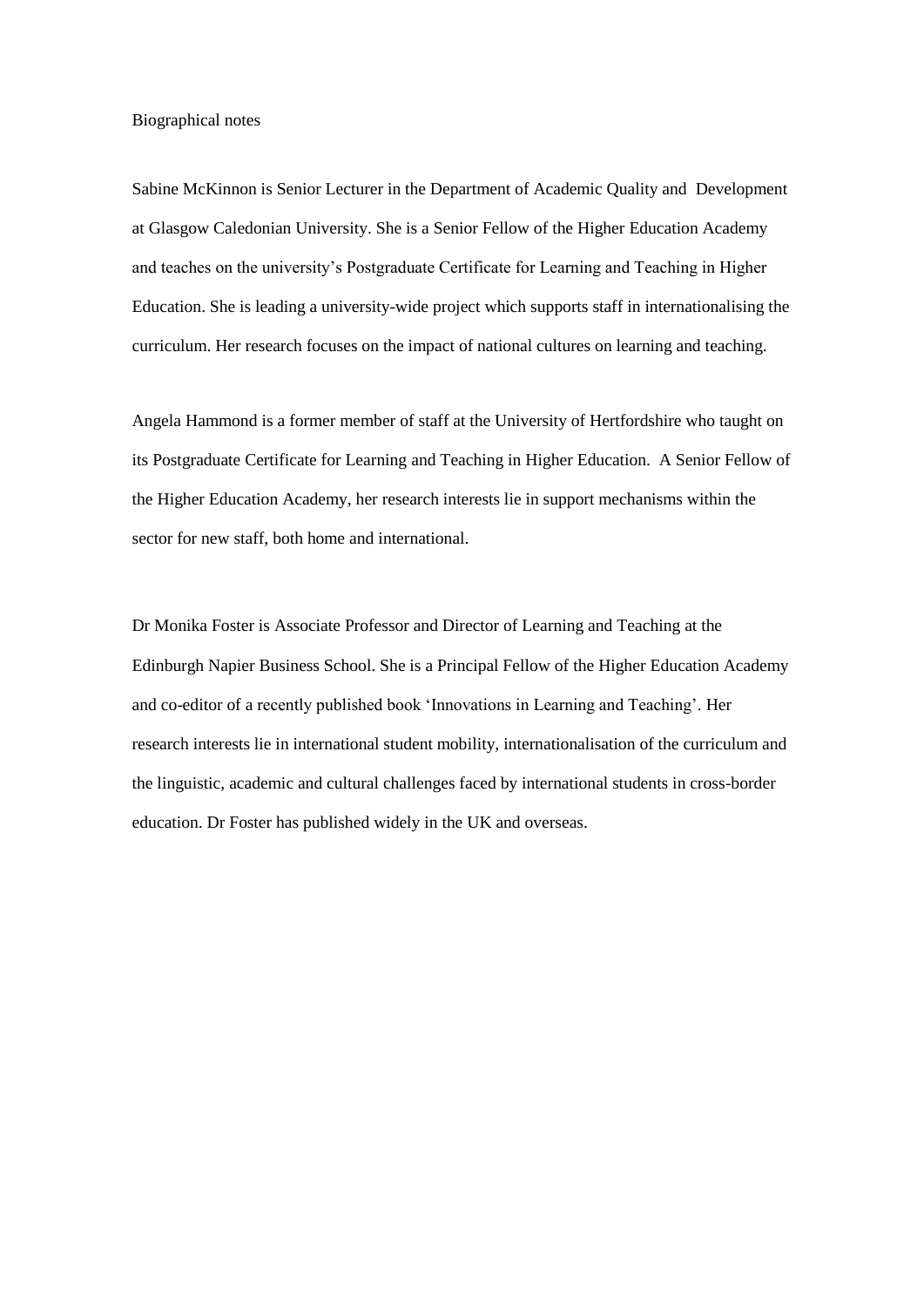Biographical notes

Sabine McKinnon is Senior Lecturer in the Department of Academic Quality and Development at Glasgow Caledonian University. She is a Senior Fellow of the Higher Education Academy and teaches on the university's Postgraduate Certificate for Learning and Teaching in Higher Education. She is leading a university-wide project which supports staff in internationalising the curriculum. Her research focuses on the impact of national cultures on learning and teaching.

Angela Hammond is a former member of staff at the University of Hertfordshire who taught on its Postgraduate Certificate for Learning and Teaching in Higher Education. A Senior Fellow of the Higher Education Academy, her research interests lie in support mechanisms within the sector for new staff, both home and international.

Dr Monika Foster is Associate Professor and Director of Learning and Teaching at the Edinburgh Napier Business School. She is a Principal Fellow of the Higher Education Academy and co-editor of a recently published book 'Innovations in Learning and Teaching'. Her research interests lie in international student mobility, internationalisation of the curriculum and the linguistic, academic and cultural challenges faced by international students in cross-border education. Dr Foster has published widely in the UK and overseas.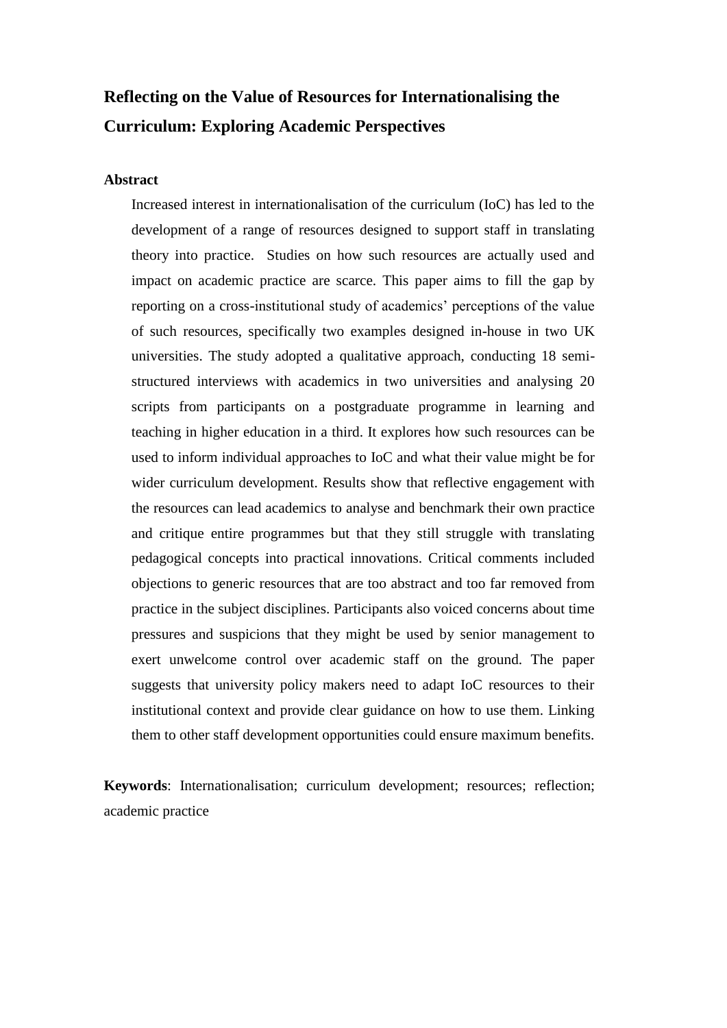# Reflecting on the Value of Resources for Internationalising the Curriculum: Exploring Academic Perspectives

## Abstract

Increased interest in internationalisation of the curriculum (IoC) has led to the development of a range of resources designed to support staff in translating theory into practice. Studies on how such resources are actually used and impact on academic practice are scarce. This paper aims to fill the gap by reporting on a cross-institutional study of academics' perceptions of the value of such resources, specifically two examples designed in-house in two UK universities. The study adopted a qualitative approach, conducting 18 semi-structured interviews with academics in two universities and analysing 20 scripts from participants on a postgraduate programme in learning and teaching in higher education in a third. It explores how such resources can be used to inform individual approaches to IoC and what their value might be for wider curriculum development. Results show that reflective engagement with the resources can lead academics to analyse and benchmark their own practice and critique entire programmes but that they still struggle with translating pedagogical concepts into practical innovations. Critical comments included objections to generic resources that are too abstract and too far removed from practice in the subject disciplines. Participants also voiced concerns about time pressures and suspicions that they might be used by senior management to exert unwelcome control over academic staff on the ground. The paper suggests that university policy makers need to adapt IoC resources to their institutional context and provide clear guidance on how to use them. Linking them to other staff development opportunities could ensure maximum benefits.

**Keywords**: Internationalisation; curriculum development; resources; reflection; academic practice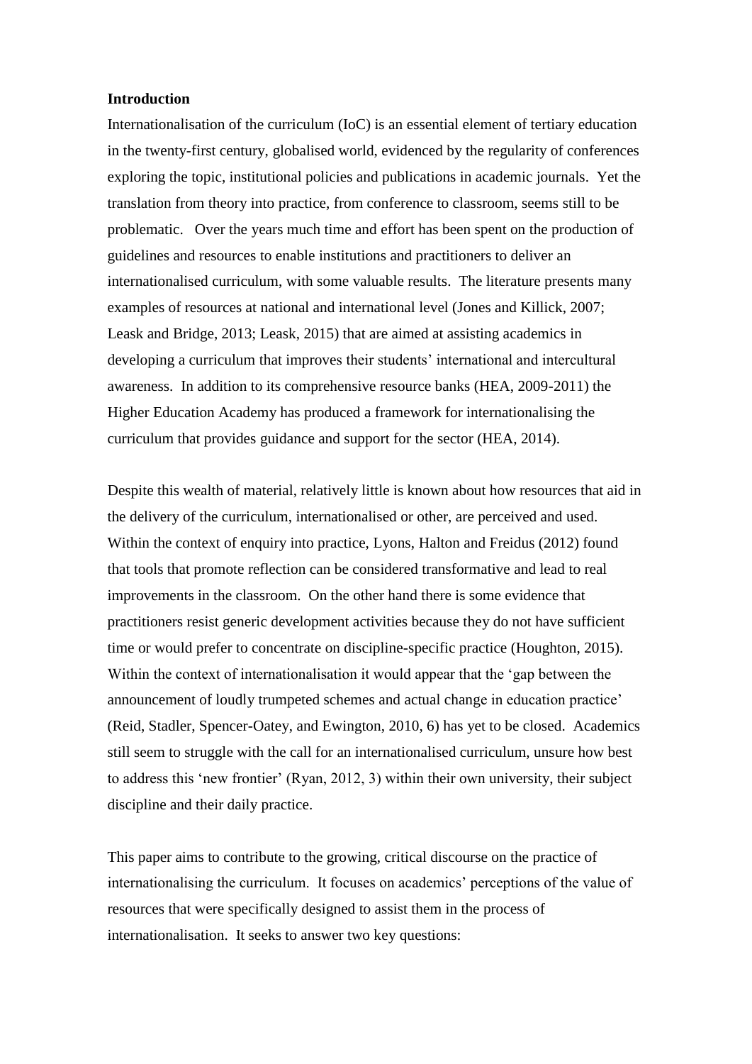## Introduction

Internationalisation of the curriculum (IoC) is an essential element of tertiary education in the twenty-first century, globalised world, evidenced by the regularity of conferences exploring the topic, institutional policies and publications in academic journals. Yet the translation from theory into practice, from conference to classroom, seems still to be problematic. Over the years much time and effort has been spent on the production of guidelines and resources to enable institutions and practitioners to deliver an internationalised curriculum, with some valuable results. The literature presents many examples of resources at national and international level (Jones and Killick, 2007; Leask and Bridge, 2013; Leask, 2015) that are aimed at assisting academics in developing a curriculum that improves their students' international and intercultural awareness. In addition to its comprehensive resource banks (HEA, 2009-2011) the Higher Education Academy has produced a framework for internationalising the curriculum that provides guidance and support for the sector (HEA, 2014).

Despite this wealth of material, relatively little is known about how resources that aid in the delivery of the curriculum, internationalised or other, are perceived and used. Within the context of enquiry into practice, Lyons, Halton and Freidus (2012) found that tools that promote reflection can be considered transformative and lead to real improvements in the classroom. On the other hand there is some evidence that practitioners resist generic development activities because they do not have sufficient time or would prefer to concentrate on discipline-specific practice (Houghton, 2015). Within the context of internationalisation it would appear that the 'gap between the announcement of loudly trumpeted schemes and actual change in education practice' (Reid, Stadler, Spencer-Oatey, and Ewington, 2010, 6) has yet to be closed. Academics still seem to struggle with the call for an internationalised curriculum, unsure how best to address this 'new frontier' (Ryan, 2012, 3) within their own university, their subject discipline and their daily practice.

This paper aims to contribute to the growing, critical discourse on the practice of internationalising the curriculum. It focuses on academics' perceptions of the value of resources that were specifically designed to assist them in the process of internationalisation. It seeks to answer two key questions: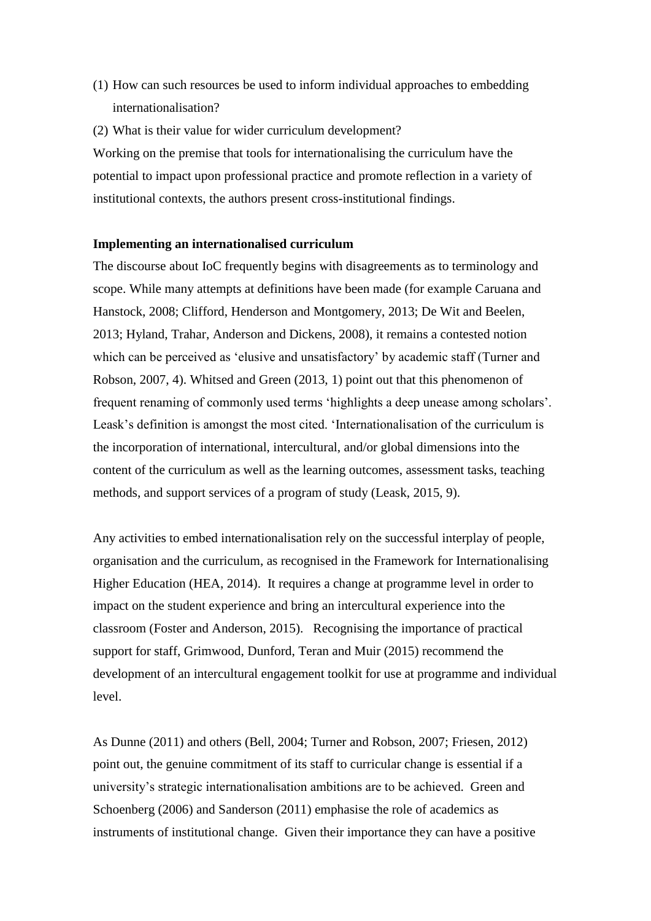(1) How can such resources be used to inform individual approaches to embedding internationalisation?

(2) What is their value for wider curriculum development?

Working on the premise that tools for internationalising the curriculum have the potential to impact upon professional practice and promote reflection in a variety of institutional contexts, the authors present cross-institutional findings.

**Implementing an internationalised curriculum**

The discourse about IoC frequently begins with disagreements as to terminology and scope. While many attempts at definitions have been made (for example Caruana and Hanstock, 2008; Clifford, Henderson and Montgomery, 2013; De Wit and Beelen, 2013; Hyland, Trahar, Anderson and Dickens, 2008), it remains a contested notion which can be perceived as 'elusive and unsatisfactory' by academic staff (Turner and Robson, 2007, 4). Whitsed and Green (2013, 1) point out that this phenomenon of frequent renaming of commonly used terms 'highlights a deep unease among scholars'. Leask's definition is amongst the most cited. 'Internationalisation of the curriculum is the incorporation of international, intercultural, and/or global dimensions into the content of the curriculum as well as the learning outcomes, assessment tasks, teaching methods, and support services of a program of study (Leask, 2015, 9).

Any activities to embed internationalisation rely on the successful interplay of people, organisation and the curriculum, as recognised in the Framework for Internationalising Higher Education (HEA, 2014). It requires a change at programme level in order to impact on the student experience and bring an intercultural experience into the classroom (Foster and Anderson, 2015). Recognising the importance of practical support for staff, Grimwood, Dunford, Teran and Muir (2015) recommend the development of an intercultural engagement toolkit for use at programme and individual level.

As Dunne (2011) and others (Bell, 2004; Turner and Robson, 2007; Friesen, 2012) point out, the genuine commitment of its staff to curricular change is essential if a university's strategic internationalisation ambitions are to be achieved. Green and Schoenberg (2006) and Sanderson (2011) emphasise the role of academics as instruments of institutional change. Given their importance they can have a positive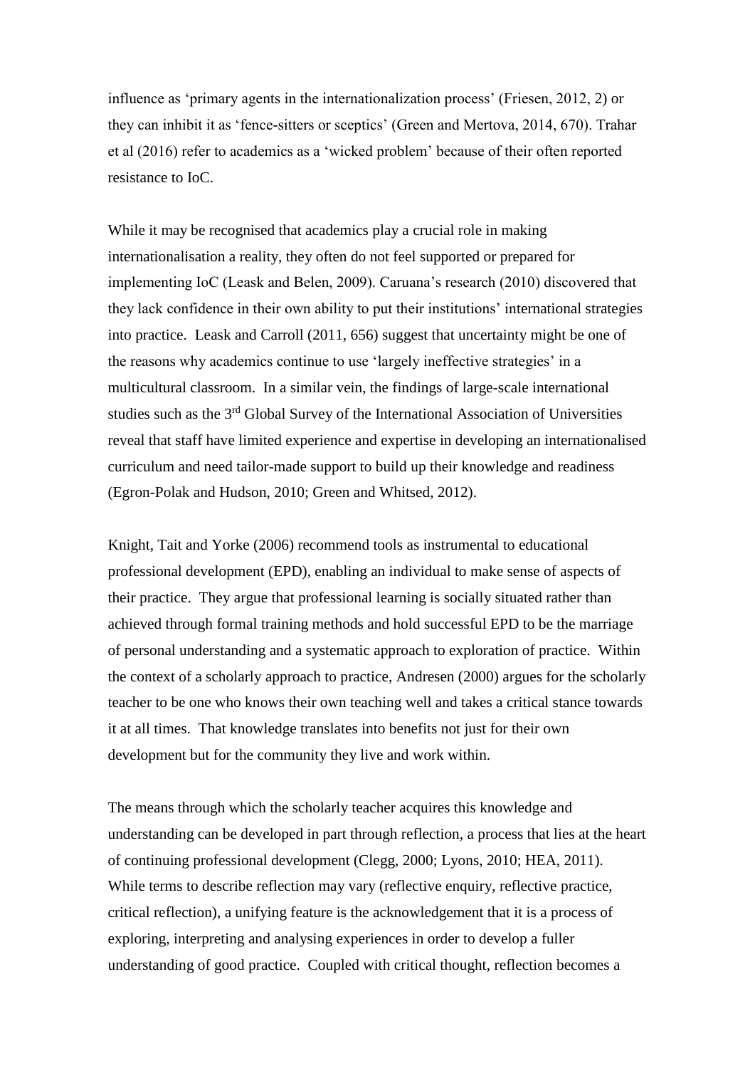influence as 'primary agents in the internationalization process' (Friesen, 2012, 2) or they can inhibit it as 'fence-sitters or sceptics' (Green and Mertova, 2014, 670). Trahar et al (2016) refer to academics as a 'wicked problem' because of their often reported resistance to IoC.

While it may be recognised that academics play a crucial role in making internationalisation a reality, they often do not feel supported or prepared for implementing IoC (Leask and Belen, 2009). Caruana's research (2010) discovered that they lack confidence in their own ability to put their institutions' international strategies into practice. Leask and Carroll (2011, 656) suggest that uncertainty might be one of the reasons why academics continue to use 'largely ineffective strategies' in a multicultural classroom. In a similar vein, the findings of large-scale international studies such as the 3rd Global Survey of the International Association of Universities reveal that staff have limited experience and expertise in developing an internationalised curriculum and need tailor-made support to build up their knowledge and readiness (Egron-Polak and Hudson, 2010; Green and Whitsed, 2012).

Knight, Tait and Yorke (2006) recommend tools as instrumental to educational professional development (EPD), enabling an individual to make sense of aspects of their practice. They argue that professional learning is socially situated rather than achieved through formal training methods and hold successful EPD to be the marriage of personal understanding and a systematic approach to exploration of practice. Within the context of a scholarly approach to practice, Andresen (2000) argues for the scholarly teacher to be one who knows their own teaching well and takes a critical stance towards it at all times. That knowledge translates into benefits not just for their own development but for the community they live and work within.

The means through which the scholarly teacher acquires this knowledge and understanding can be developed in part through reflection, a process that lies at the heart of continuing professional development (Clegg, 2000; Lyons, 2010; HEA, 2011). While terms to describe reflection may vary (reflective enquiry, reflective practice, critical reflection), a unifying feature is the acknowledgement that it is a process of exploring, interpreting and analysing experiences in order to develop a fuller understanding of good practice. Coupled with critical thought, reflection becomes a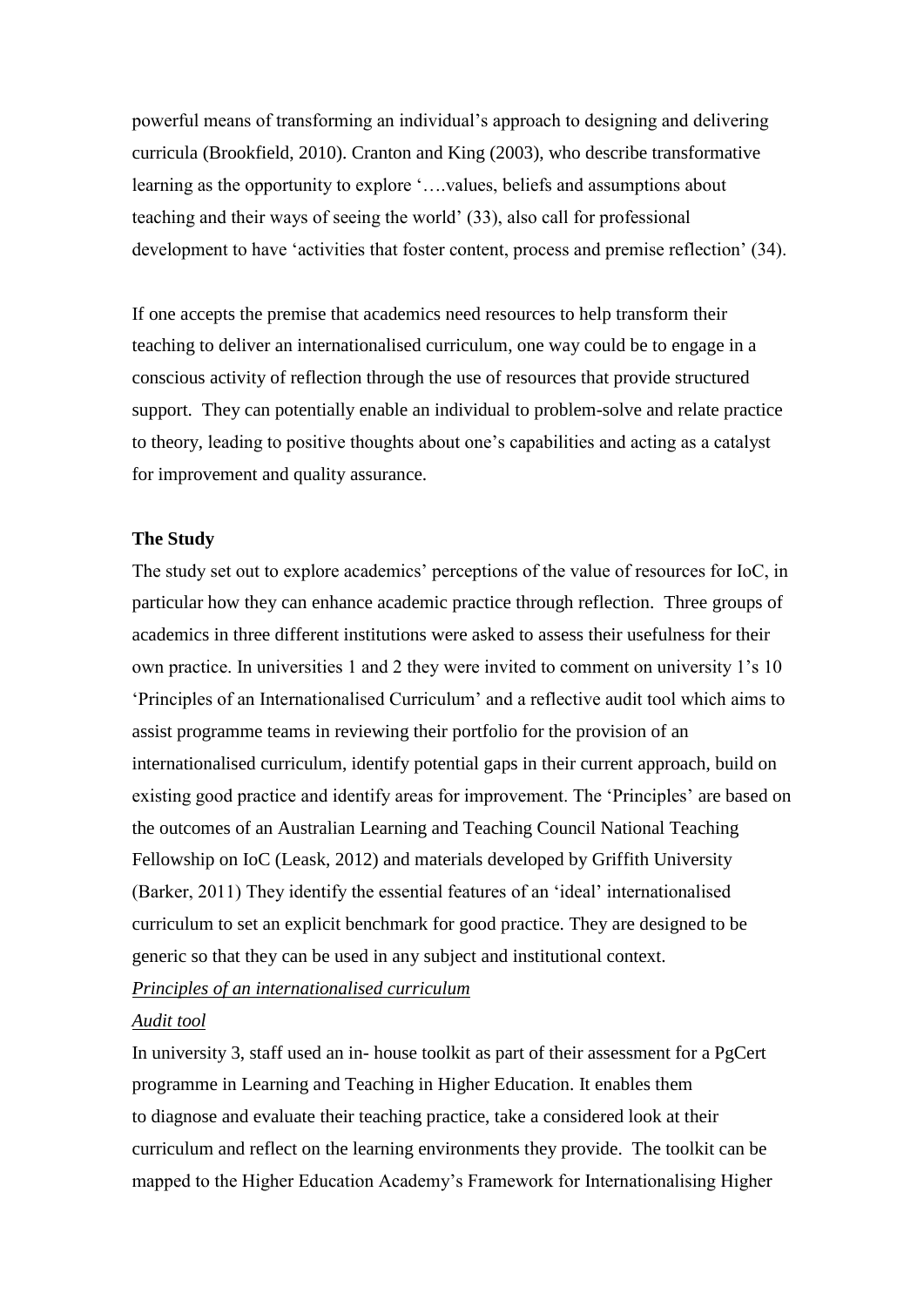powerful means of transforming an individual's approach to designing and delivering curricula (Brookfield, 2010). Cranton and King (2003), who describe transformative learning as the opportunity to explore '….values, beliefs and assumptions about teaching and their ways of seeing the world' (33), also call for professional development to have 'activities that foster content, process and premise reflection' (34).

If one accepts the premise that academics need resources to help transform their teaching to deliver an internationalised curriculum, one way could be to engage in a conscious activity of reflection through the use of resources that provide structured support. They can potentially enable an individual to problem-solve and relate practice to theory, leading to positive thoughts about one's capabilities and acting as a catalyst for improvement and quality assurance.

**The Study**

The study set out to explore academics' perceptions of the value of resources for IoC, in particular how they can enhance academic practice through reflection. Three groups of academics in three different institutions were asked to assess their usefulness for their own practice. In universities 1 and 2 they were invited to comment on university 1's 10 'Principles of an Internationalised Curriculum' and a reflective audit tool which aims to assist programme teams in reviewing their portfolio for the provision of an internationalised curriculum, identify potential gaps in their current approach, build on existing good practice and identify areas for improvement. The 'Principles' are based on the outcomes of an Australian Learning and Teaching Council National Teaching Fellowship on IoC (Leask, 2012) and materials developed by Griffith University (Barker, 2011) They identify the essential features of an 'ideal' internationalised curriculum to set an explicit benchmark for good practice. They are designed to be generic so that they can be used in any subject and institutional context.

*Principles of an internationalised curriculum*

*Audit tool*

In university 3, staff used an in- house toolkit as part of their assessment for a PgCert programme in Learning and Teaching in Higher Education. It enables them to diagnose and evaluate their teaching practice, take a considered look at their curriculum and reflect on the learning environments they provide. The toolkit can be mapped to the Higher Education Academy's Framework for Internationalising Higher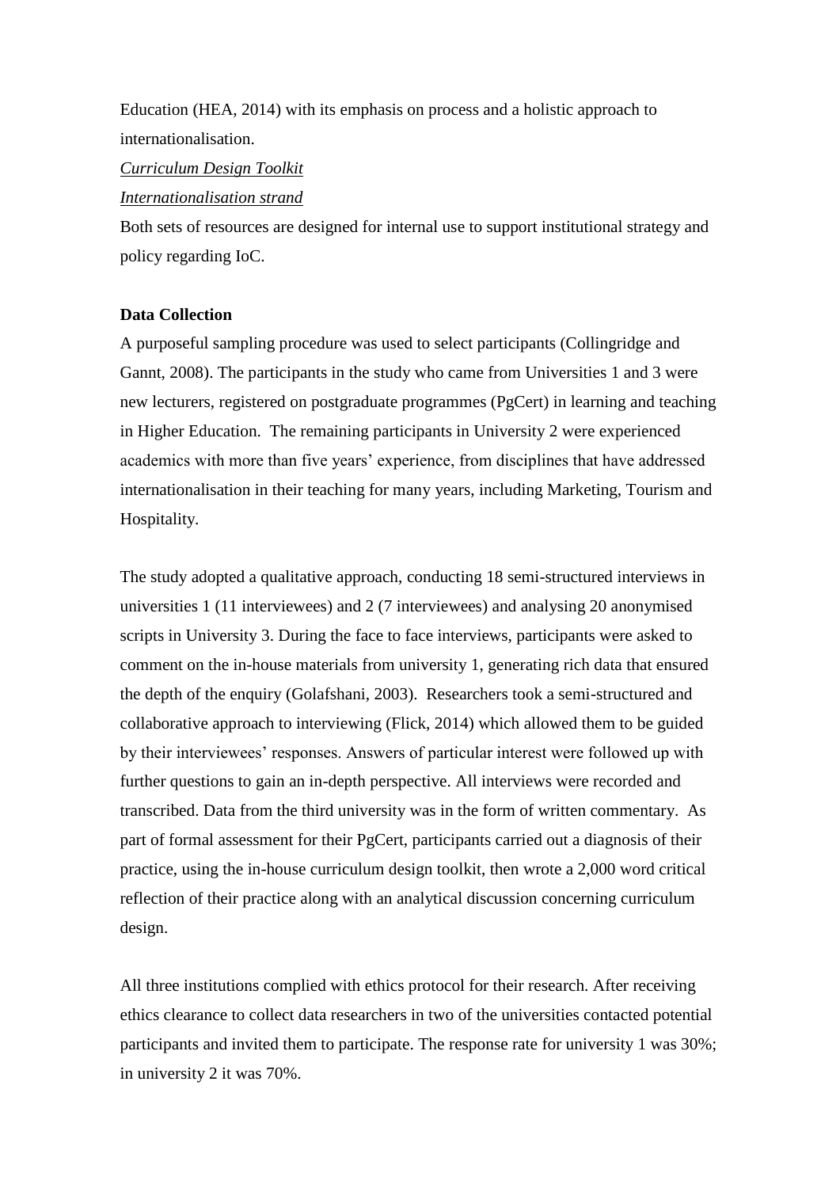Education (HEA, 2014) with its emphasis on process and a holistic approach to internationalisation.

*Curriculum Design Toolkit*

*Internationalisation strand*

Both sets of resources are designed for internal use to support institutional strategy and policy regarding IoC.

**Data Collection**

A purposeful sampling procedure was used to select participants (Collingridge and Gannt, 2008). The participants in the study who came from Universities 1 and 3 were new lecturers, registered on postgraduate programmes (PgCert) in learning and teaching in Higher Education. The remaining participants in University 2 were experienced academics with more than five years' experience, from disciplines that have addressed internationalisation in their teaching for many years, including Marketing, Tourism and Hospitality.

The study adopted a qualitative approach, conducting 18 semi-structured interviews in universities 1 (11 interviewees) and 2 (7 interviewees) and analysing 20 anonymised scripts in University 3. During the face to face interviews, participants were asked to comment on the in-house materials from university 1, generating rich data that ensured the depth of the enquiry (Golafshani, 2003). Researchers took a semi-structured and collaborative approach to interviewing (Flick, 2014) which allowed them to be guided by their interviewees' responses. Answers of particular interest were followed up with further questions to gain an in-depth perspective. All interviews were recorded and transcribed. Data from the third university was in the form of written commentary. As part of formal assessment for their PgCert, participants carried out a diagnosis of their practice, using the in-house curriculum design toolkit, then wrote a 2,000 word critical reflection of their practice along with an analytical discussion concerning curriculum design.

All three institutions complied with ethics protocol for their research. After receiving ethics clearance to collect data researchers in two of the universities contacted potential participants and invited them to participate. The response rate for university 1 was 30%; in university 2 it was 70%.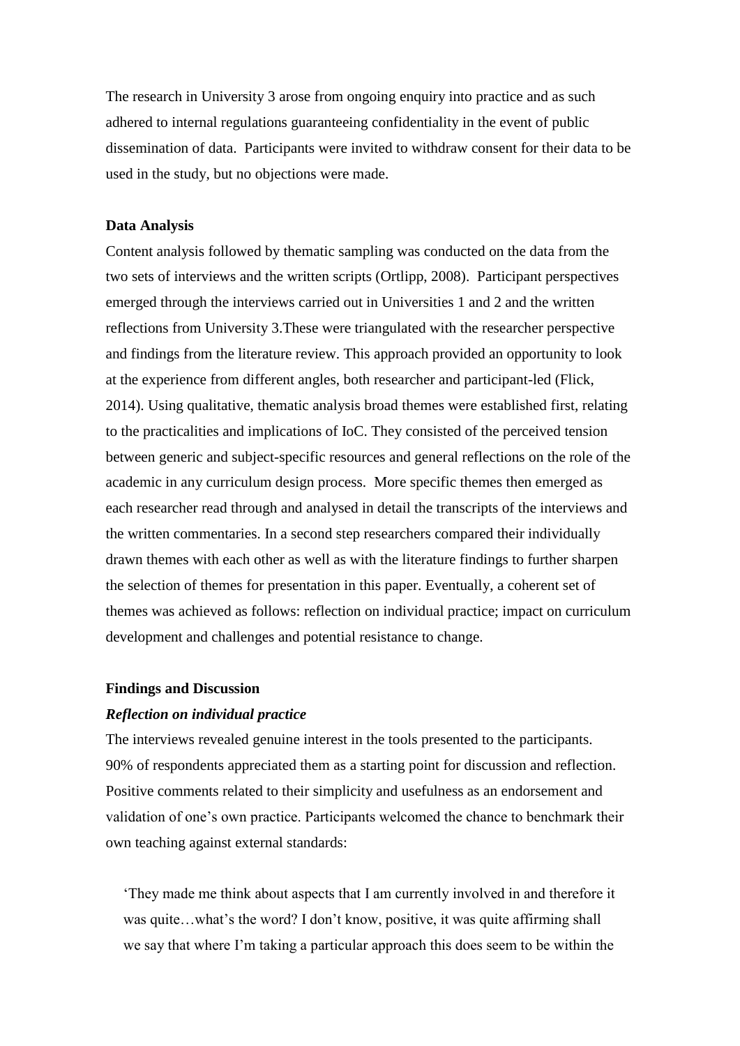The research in University 3 arose from ongoing enquiry into practice and as such adhered to internal regulations guaranteeing confidentiality in the event of public dissemination of data. Participants were invited to withdraw consent for their data to be used in the study, but no objections were made.

**Data Analysis**

Content analysis followed by thematic sampling was conducted on the data from the two sets of interviews and the written scripts (Ortlipp, 2008). Participant perspectives emerged through the interviews carried out in Universities 1 and 2 and the written reflections from University 3.These were triangulated with the researcher perspective and findings from the literature review. This approach provided an opportunity to look at the experience from different angles, both researcher and participant-led (Flick, 2014). Using qualitative, thematic analysis broad themes were established first, relating to the practicalities and implications of IoC. They consisted of the perceived tension between generic and subject-specific resources and general reflections on the role of the academic in any curriculum design process. More specific themes then emerged as each researcher read through and analysed in detail the transcripts of the interviews and the written commentaries. In a second step researchers compared their individually drawn themes with each other as well as with the literature findings to further sharpen the selection of themes for presentation in this paper. Eventually, a coherent set of themes was achieved as follows: reflection on individual practice; impact on curriculum development and challenges and potential resistance to change.

**Findings and Discussion**

***Reflection on individual practice***

The interviews revealed genuine interest in the tools presented to the participants. 90% of respondents appreciated them as a starting point for discussion and reflection. Positive comments related to their simplicity and usefulness as an endorsement and validation of one's own practice. Participants welcomed the chance to benchmark their own teaching against external standards:

> 'They made me think about aspects that I am currently involved in and therefore it was quite…what's the word? I don't know, positive, it was quite affirming shall we say that where I'm taking a particular approach this does seem to be within the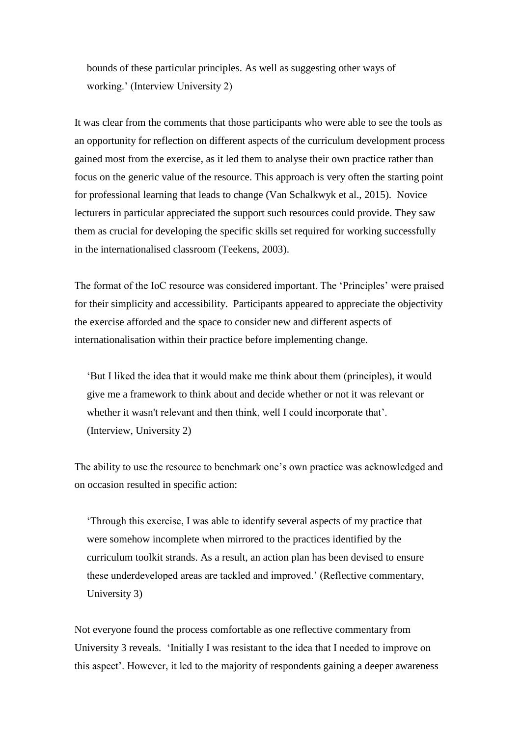> bounds of these particular principles. As well as suggesting other ways of working.' (Interview University 2)

It was clear from the comments that those participants who were able to see the tools as an opportunity for reflection on different aspects of the curriculum development process gained most from the exercise, as it led them to analyse their own practice rather than focus on the generic value of the resource. This approach is very often the starting point for professional learning that leads to change (Van Schalkwyk et al., 2015). Novice lecturers in particular appreciated the support such resources could provide. They saw them as crucial for developing the specific skills set required for working successfully in the internationalised classroom (Teekens, 2003).

The format of the IoC resource was considered important. The 'Principles' were praised for their simplicity and accessibility. Participants appeared to appreciate the objectivity the exercise afforded and the space to consider new and different aspects of internationalisation within their practice before implementing change.

> 'But I liked the idea that it would make me think about them (principles), it would give me a framework to think about and decide whether or not it was relevant or whether it wasn't relevant and then think, well I could incorporate that'. (Interview, University 2)

The ability to use the resource to benchmark one's own practice was acknowledged and on occasion resulted in specific action:

> 'Through this exercise, I was able to identify several aspects of my practice that were somehow incomplete when mirrored to the practices identified by the curriculum toolkit strands. As a result, an action plan has been devised to ensure these underdeveloped areas are tackled and improved.' (Reflective commentary, University 3)

Not everyone found the process comfortable as one reflective commentary from University 3 reveals. 'Initially I was resistant to the idea that I needed to improve on this aspect'. However, it led to the majority of respondents gaining a deeper awareness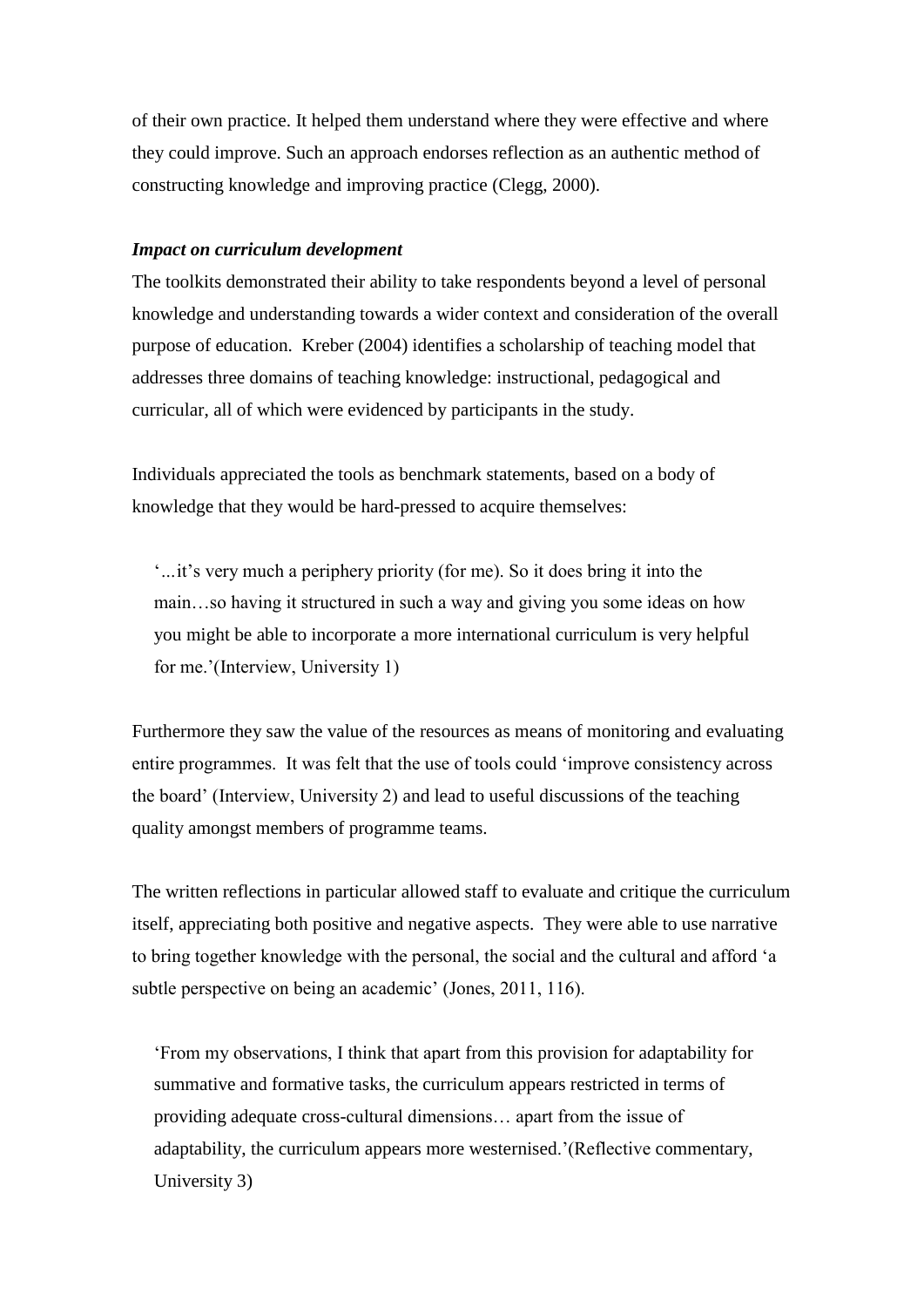of their own practice. It helped them understand where they were effective and where they could improve. Such an approach endorses reflection as an authentic method of constructing knowledge and improving practice (Clegg, 2000).

***Impact on curriculum development***

The toolkits demonstrated their ability to take respondents beyond a level of personal knowledge and understanding towards a wider context and consideration of the overall purpose of education. Kreber (2004) identifies a scholarship of teaching model that addresses three domains of teaching knowledge: instructional, pedagogical and curricular, all of which were evidenced by participants in the study.

Individuals appreciated the tools as benchmark statements, based on a body of knowledge that they would be hard-pressed to acquire themselves:

> '...it's very much a periphery priority (for me). So it does bring it into the main…so having it structured in such a way and giving you some ideas on how you might be able to incorporate a more international curriculum is very helpful for me.'(Interview, University 1)

Furthermore they saw the value of the resources as means of monitoring and evaluating entire programmes. It was felt that the use of tools could 'improve consistency across the board' (Interview, University 2) and lead to useful discussions of the teaching quality amongst members of programme teams.

The written reflections in particular allowed staff to evaluate and critique the curriculum itself, appreciating both positive and negative aspects. They were able to use narrative to bring together knowledge with the personal, the social and the cultural and afford 'a subtle perspective on being an academic' (Jones, 2011, 116).

> 'From my observations, I think that apart from this provision for adaptability for summative and formative tasks, the curriculum appears restricted in terms of providing adequate cross-cultural dimensions… apart from the issue of adaptability, the curriculum appears more westernised.'(Reflective commentary, University 3)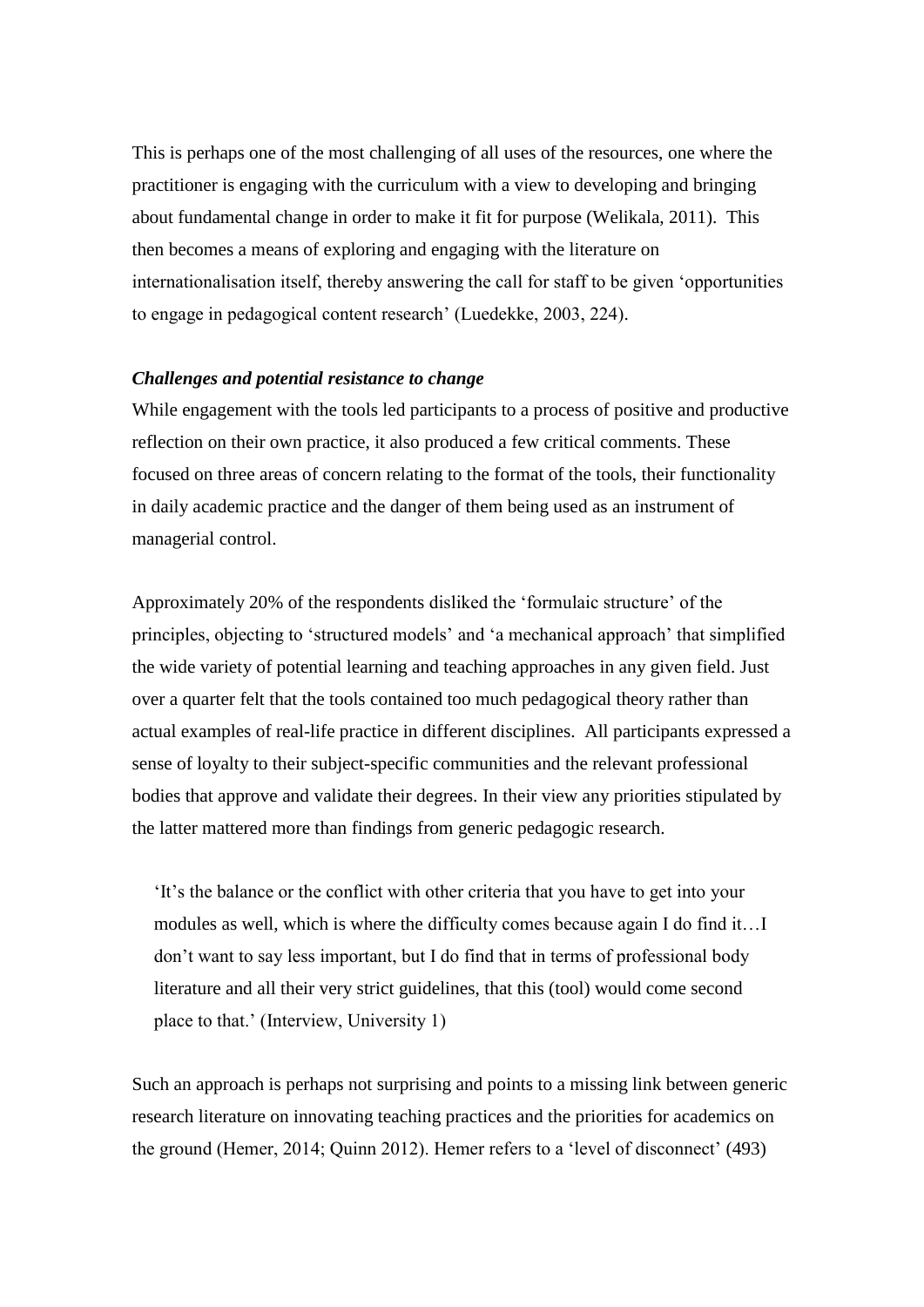This is perhaps one of the most challenging of all uses of the resources, one where the practitioner is engaging with the curriculum with a view to developing and bringing about fundamental change in order to make it fit for purpose (Welikala, 2011). This then becomes a means of exploring and engaging with the literature on internationalisation itself, thereby answering the call for staff to be given 'opportunities to engage in pedagogical content research' (Luedekke, 2003, 224).

***Challenges and potential resistance to change***

While engagement with the tools led participants to a process of positive and productive reflection on their own practice, it also produced a few critical comments. These focused on three areas of concern relating to the format of the tools, their functionality in daily academic practice and the danger of them being used as an instrument of managerial control.

Approximately 20% of the respondents disliked the 'formulaic structure' of the principles, objecting to 'structured models' and 'a mechanical approach' that simplified the wide variety of potential learning and teaching approaches in any given field. Just over a quarter felt that the tools contained too much pedagogical theory rather than actual examples of real-life practice in different disciplines. All participants expressed a sense of loyalty to their subject-specific communities and the relevant professional bodies that approve and validate their degrees. In their view any priorities stipulated by the latter mattered more than findings from generic pedagogic research.

> 'It's the balance or the conflict with other criteria that you have to get into your modules as well, which is where the difficulty comes because again I do find it…I don't want to say less important, but I do find that in terms of professional body literature and all their very strict guidelines, that this (tool) would come second place to that.' (Interview, University 1)

Such an approach is perhaps not surprising and points to a missing link between generic research literature on innovating teaching practices and the priorities for academics on the ground (Hemer, 2014; Quinn 2012). Hemer refers to a 'level of disconnect' (493)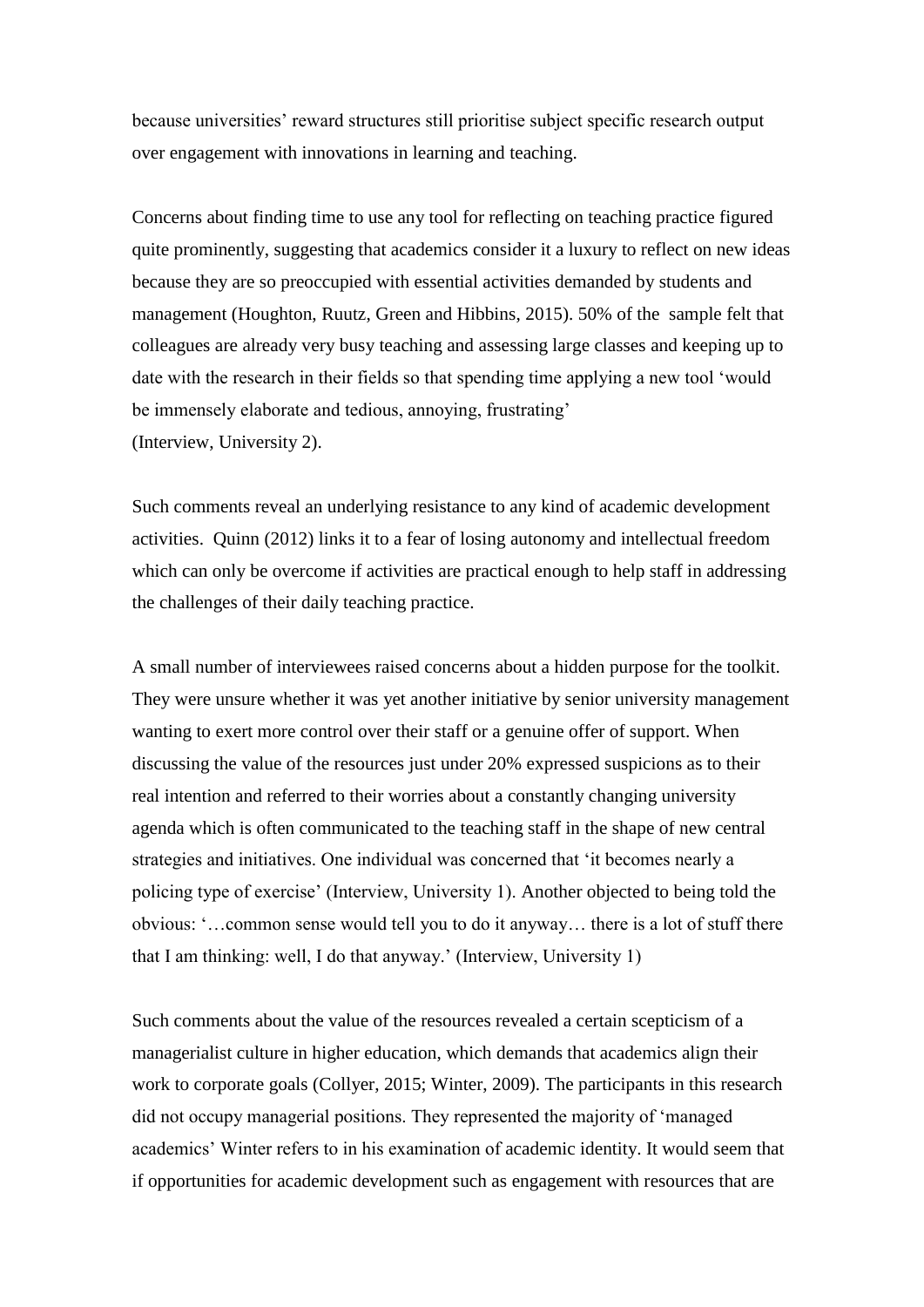because universities' reward structures still prioritise subject specific research output over engagement with innovations in learning and teaching.

Concerns about finding time to use any tool for reflecting on teaching practice figured quite prominently, suggesting that academics consider it a luxury to reflect on new ideas because they are so preoccupied with essential activities demanded by students and management (Houghton, Ruutz, Green and Hibbins, 2015). 50% of the sample felt that colleagues are already very busy teaching and assessing large classes and keeping up to date with the research in their fields so that spending time applying a new tool 'would be immensely elaborate and tedious, annoying, frustrating' (Interview, University 2).

Such comments reveal an underlying resistance to any kind of academic development activities. Quinn (2012) links it to a fear of losing autonomy and intellectual freedom which can only be overcome if activities are practical enough to help staff in addressing the challenges of their daily teaching practice.

A small number of interviewees raised concerns about a hidden purpose for the toolkit. They were unsure whether it was yet another initiative by senior university management wanting to exert more control over their staff or a genuine offer of support. When discussing the value of the resources just under 20% expressed suspicions as to their real intention and referred to their worries about a constantly changing university agenda which is often communicated to the teaching staff in the shape of new central strategies and initiatives. One individual was concerned that 'it becomes nearly a policing type of exercise' (Interview, University 1). Another objected to being told the obvious: '…common sense would tell you to do it anyway… there is a lot of stuff there that I am thinking: well, I do that anyway.' (Interview, University 1)

Such comments about the value of the resources revealed a certain scepticism of a managerialist culture in higher education, which demands that academics align their work to corporate goals (Collyer, 2015; Winter, 2009). The participants in this research did not occupy managerial positions. They represented the majority of 'managed academics' Winter refers to in his examination of academic identity. It would seem that if opportunities for academic development such as engagement with resources that are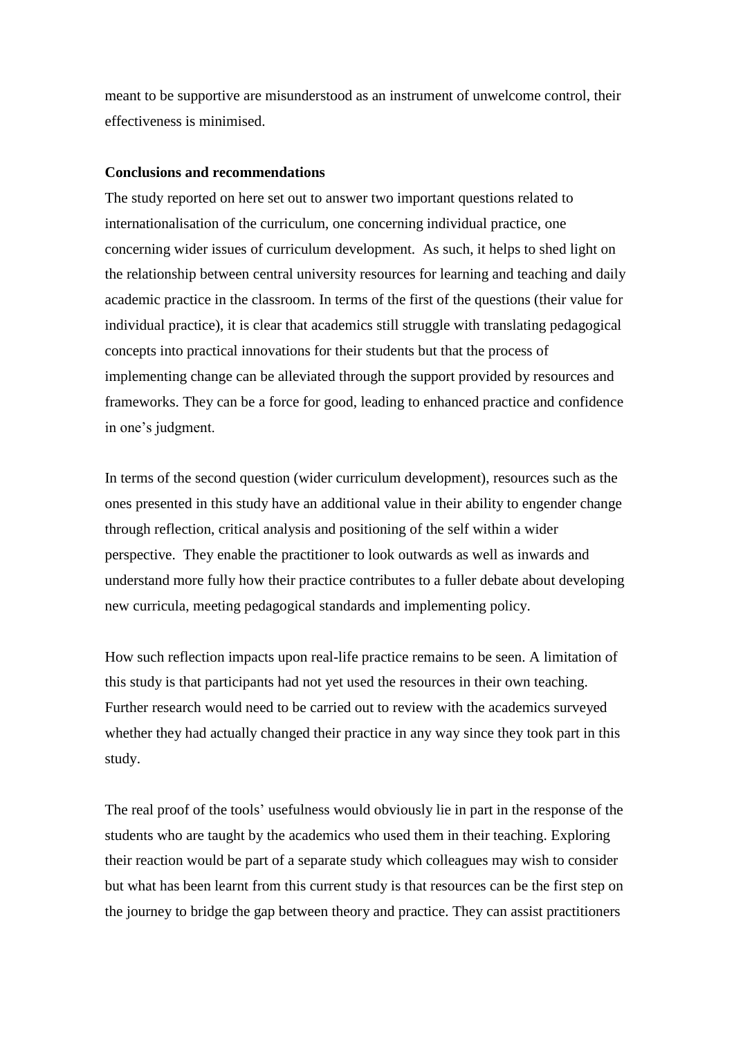meant to be supportive are misunderstood as an instrument of unwelcome control, their effectiveness is minimised.

**Conclusions and recommendations**

The study reported on here set out to answer two important questions related to internationalisation of the curriculum, one concerning individual practice, one concerning wider issues of curriculum development. As such, it helps to shed light on the relationship between central university resources for learning and teaching and daily academic practice in the classroom. In terms of the first of the questions (their value for individual practice), it is clear that academics still struggle with translating pedagogical concepts into practical innovations for their students but that the process of implementing change can be alleviated through the support provided by resources and frameworks. They can be a force for good, leading to enhanced practice and confidence in one's judgment.

In terms of the second question (wider curriculum development), resources such as the ones presented in this study have an additional value in their ability to engender change through reflection, critical analysis and positioning of the self within a wider perspective. They enable the practitioner to look outwards as well as inwards and understand more fully how their practice contributes to a fuller debate about developing new curricula, meeting pedagogical standards and implementing policy.

How such reflection impacts upon real-life practice remains to be seen. A limitation of this study is that participants had not yet used the resources in their own teaching. Further research would need to be carried out to review with the academics surveyed whether they had actually changed their practice in any way since they took part in this study.

The real proof of the tools' usefulness would obviously lie in part in the response of the students who are taught by the academics who used them in their teaching. Exploring their reaction would be part of a separate study which colleagues may wish to consider but what has been learnt from this current study is that resources can be the first step on the journey to bridge the gap between theory and practice. They can assist practitioners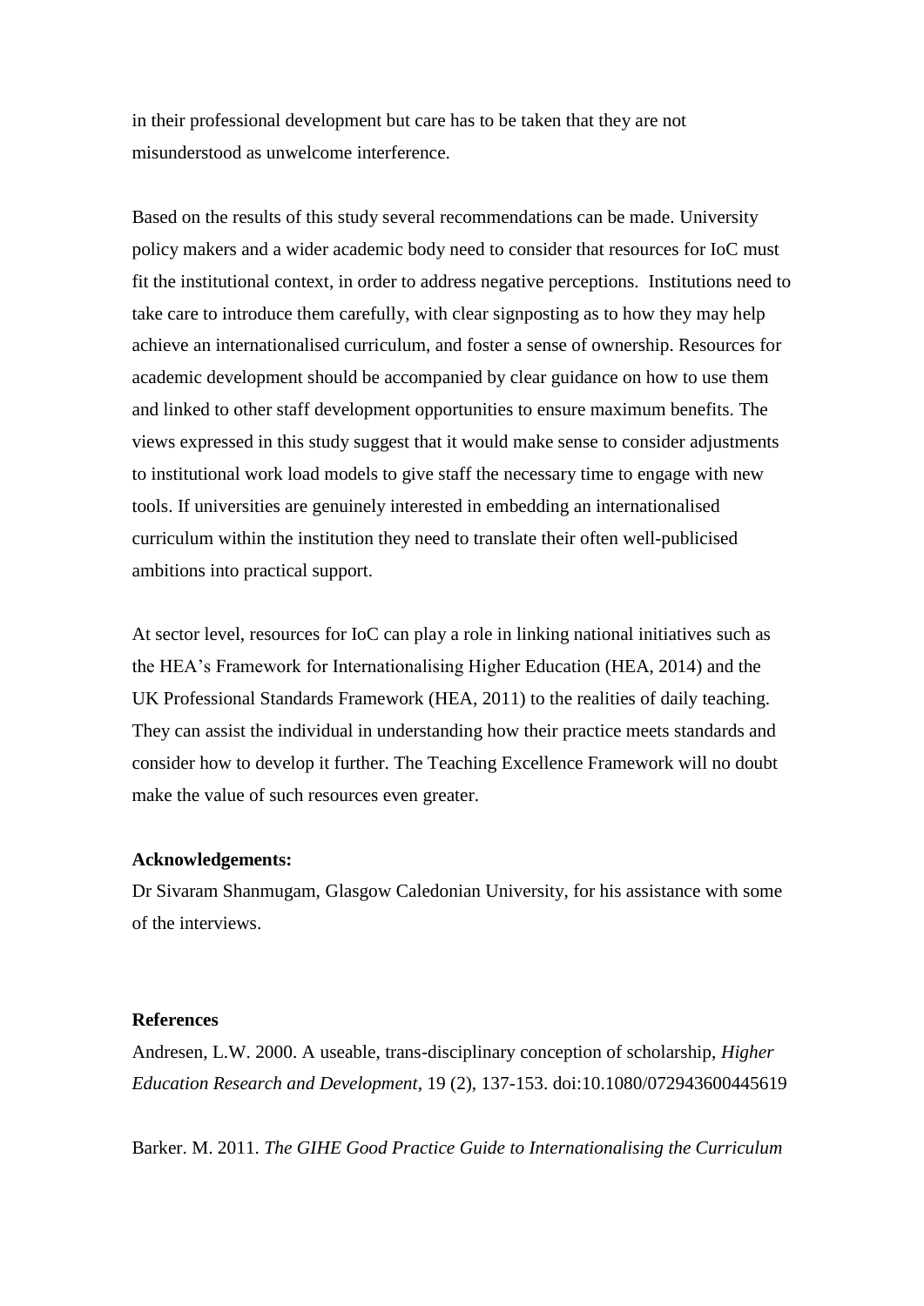in their professional development but care has to be taken that they are not misunderstood as unwelcome interference.

Based on the results of this study several recommendations can be made. University policy makers and a wider academic body need to consider that resources for IoC must fit the institutional context, in order to address negative perceptions. Institutions need to take care to introduce them carefully, with clear signposting as to how they may help achieve an internationalised curriculum, and foster a sense of ownership. Resources for academic development should be accompanied by clear guidance on how to use them and linked to other staff development opportunities to ensure maximum benefits. The views expressed in this study suggest that it would make sense to consider adjustments to institutional work load models to give staff the necessary time to engage with new tools. If universities are genuinely interested in embedding an internationalised curriculum within the institution they need to translate their often well-publicised ambitions into practical support.

At sector level, resources for IoC can play a role in linking national initiatives such as the HEA's Framework for Internationalising Higher Education (HEA, 2014) and the UK Professional Standards Framework (HEA, 2011) to the realities of daily teaching. They can assist the individual in understanding how their practice meets standards and consider how to develop it further. The Teaching Excellence Framework will no doubt make the value of such resources even greater.

**Acknowledgements:**
Dr Sivaram Shanmugam, Glasgow Caledonian University, for his assistance with some of the interviews.

**References**

Andresen, L.W. 2000. A useable, trans-disciplinary conception of scholarship, *Higher Education Research and Development*, 19 (2), 137-153. doi:10.1080/072943600445619

Barker. M. 2011. *The GIHE Good Practice Guide to Internationalising the Curriculum*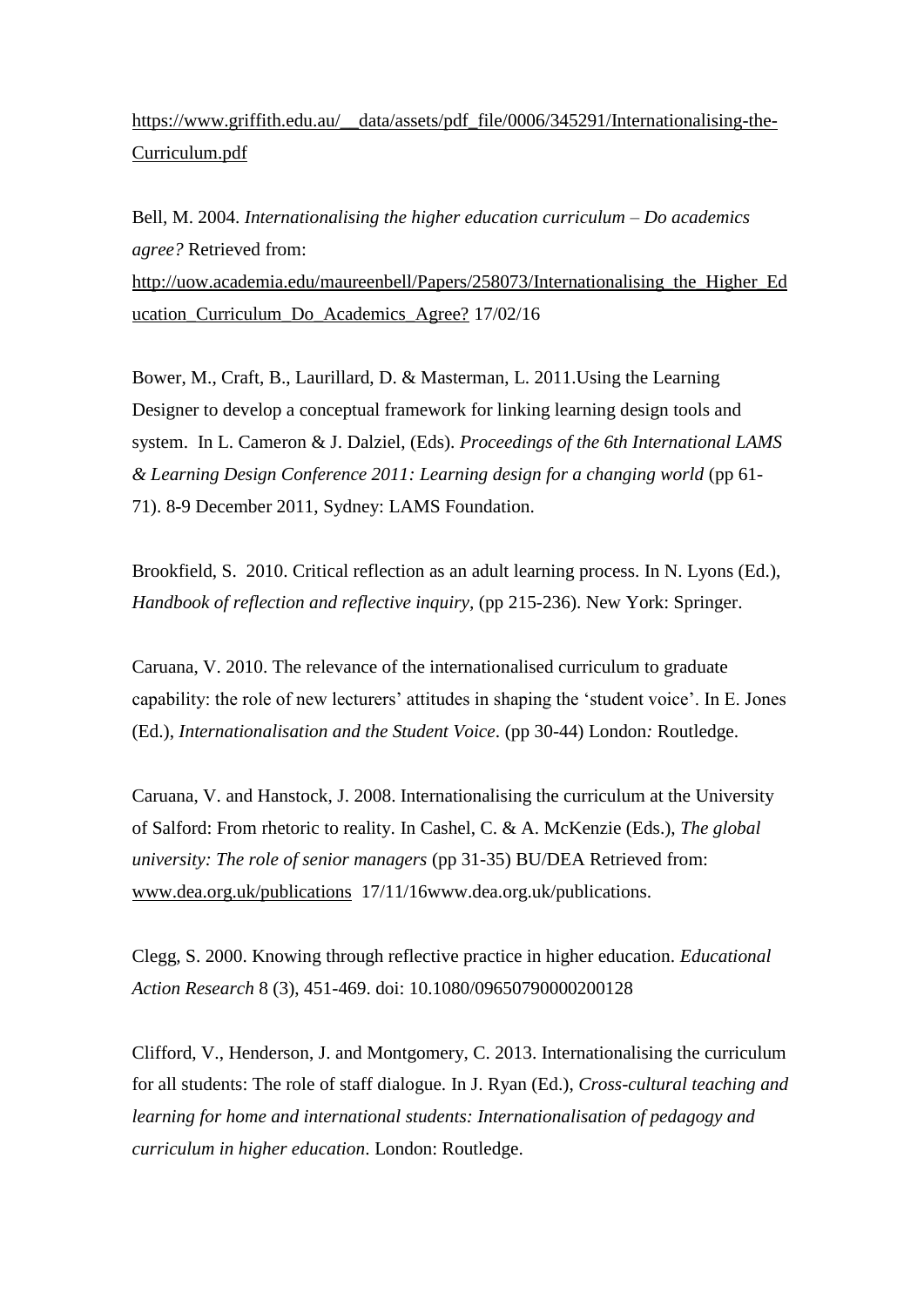https://www.griffith.edu.au/__data/assets/pdf_file/0006/345291/Internationalising-the-Curriculum.pdf

Bell, M. 2004. *Internationalising the higher education curriculum – Do academics agree?* Retrieved from: http://uow.academia.edu/maureenbell/Papers/258073/Internationalising_the_Higher_Education_Curriculum_Do_Academics_Agree? 17/02/16

Bower, M., Craft, B., Laurillard, D. & Masterman, L. 2011.Using the Learning Designer to develop a conceptual framework for linking learning design tools and system. In L. Cameron & J. Dalziel, (Eds). *Proceedings of the 6th International LAMS & Learning Design Conference 2011: Learning design for a changing world* (pp 61-71). 8-9 December 2011, Sydney: LAMS Foundation.

Brookfield, S. 2010. Critical reflection as an adult learning process. In N. Lyons (Ed.), *Handbook of reflection and reflective inquiry*, (pp 215-236). New York: Springer.

Caruana, V. 2010. The relevance of the internationalised curriculum to graduate capability: the role of new lecturers' attitudes in shaping the 'student voice'. In E. Jones (Ed.), *Internationalisation and the Student Voice*. (pp 30-44) London: Routledge.

Caruana, V. and Hanstock, J. 2008. Internationalising the curriculum at the University of Salford: From rhetoric to reality. In Cashel, C. & A. McKenzie (Eds.), *The global university: The role of senior managers* (pp 31-35) BU/DEA Retrieved from: www.dea.org.uk/publications 17/11/16www.dea.org.uk/publications.

Clegg, S. 2000. Knowing through reflective practice in higher education. *Educational Action Research* 8 (3), 451-469. doi: 10.1080/09650790000200128

Clifford, V., Henderson, J. and Montgomery, C. 2013. Internationalising the curriculum for all students: The role of staff dialogue. In J. Ryan (Ed.), *Cross-cultural teaching and learning for home and international students: Internationalisation of pedagogy and curriculum in higher education*. London: Routledge.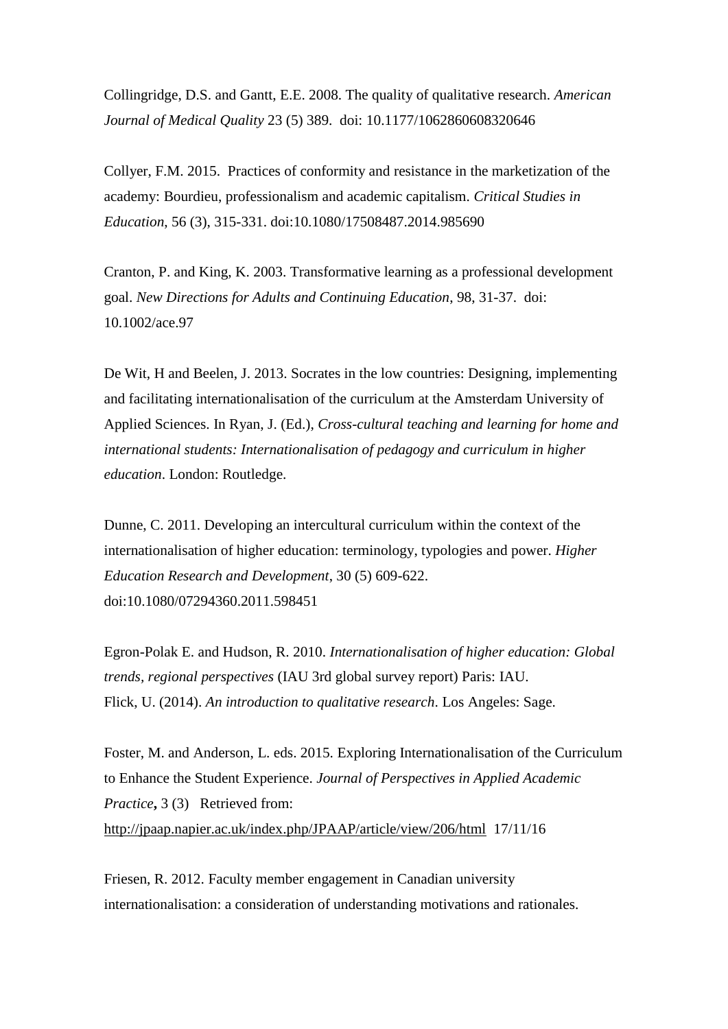Collingridge, D.S. and Gantt, E.E. 2008. The quality of qualitative research. *American Journal of Medical Quality* 23 (5) 389. doi: 10.1177/1062860608320646

Collyer, F.M. 2015. Practices of conformity and resistance in the marketization of the academy: Bourdieu, professionalism and academic capitalism. *Critical Studies in Education*, 56 (3), 315-331. doi:10.1080/17508487.2014.985690

Cranton, P. and King, K. 2003. Transformative learning as a professional development goal. *New Directions for Adults and Continuing Education*, 98, 31-37. doi: 10.1002/ace.97

De Wit, H and Beelen, J. 2013. Socrates in the low countries: Designing, implementing and facilitating internationalisation of the curriculum at the Amsterdam University of Applied Sciences. In Ryan, J. (Ed.), *Cross-cultural teaching and learning for home and international students: Internationalisation of pedagogy and curriculum in higher education*. London: Routledge.

Dunne, C. 2011. Developing an intercultural curriculum within the context of the internationalisation of higher education: terminology, typologies and power. *Higher Education Research and Development*, 30 (5) 609-622. doi:10.1080/07294360.2011.598451

Egron-Polak E. and Hudson, R. 2010. *Internationalisation of higher education: Global trends, regional perspectives* (IAU 3rd global survey report) Paris: IAU.
Flick, U. (2014). *An introduction to qualitative research*. Los Angeles: Sage.

Foster, M. and Anderson, L. eds. 2015. Exploring Internationalisation of the Curriculum to Enhance the Student Experience. *Journal of Perspectives in Applied Academic Practice*, 3 (3) Retrieved from: http://jpaap.napier.ac.uk/index.php/JPAAP/article/view/206/html 17/11/16

Friesen, R. 2012. Faculty member engagement in Canadian university internationalisation: a consideration of understanding motivations and rationales.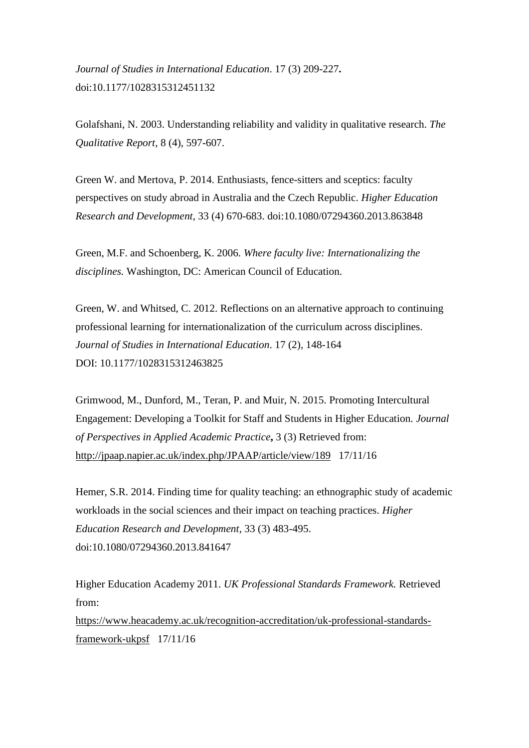*Journal of Studies in International Education*. 17 (3) 209-227**.** doi:10.1177/1028315312451132

Golafshani, N. 2003. Understanding reliability and validity in qualitative research. *The Qualitative Report*, 8 (4), 597-607.

Green W. and Mertova, P. 2014. Enthusiasts, fence-sitters and sceptics: faculty perspectives on study abroad in Australia and the Czech Republic. *Higher Education Research and Development*, 33 (4) 670-683. doi:10.1080/07294360.2013.863848

Green, M.F. and Schoenberg, K. 2006*. Where faculty live: Internationalizing the disciplines.* Washington, DC: American Council of Education.

Green, W. and Whitsed, C. 2012. Reflections on an alternative approach to continuing professional learning for internationalization of the curriculum across disciplines. *Journal of Studies in International Education*. 17 (2), 148-164
DOI: 10.1177/1028315312463825

Grimwood, M., Dunford, M., Teran, P. and Muir, N. 2015. Promoting Intercultural Engagement: Developing a Toolkit for Staff and Students in Higher Education*. Journal of Perspectives in Applied Academic Practice***,** 3 (3) Retrieved from: http://jpaap.napier.ac.uk/index.php/JPAAP/article/view/189 17/11/16

Hemer, S.R. 2014. Finding time for quality teaching: an ethnographic study of academic workloads in the social sciences and their impact on teaching practices. *Higher Education Research and Development*, 33 (3) 483-495. doi:10.1080/07294360.2013.841647

Higher Education Academy 2011. *UK Professional Standards Framework.* Retrieved from: https://www.heacademy.ac.uk/recognition-accreditation/uk-professional-standards-framework-ukpsf 17/11/16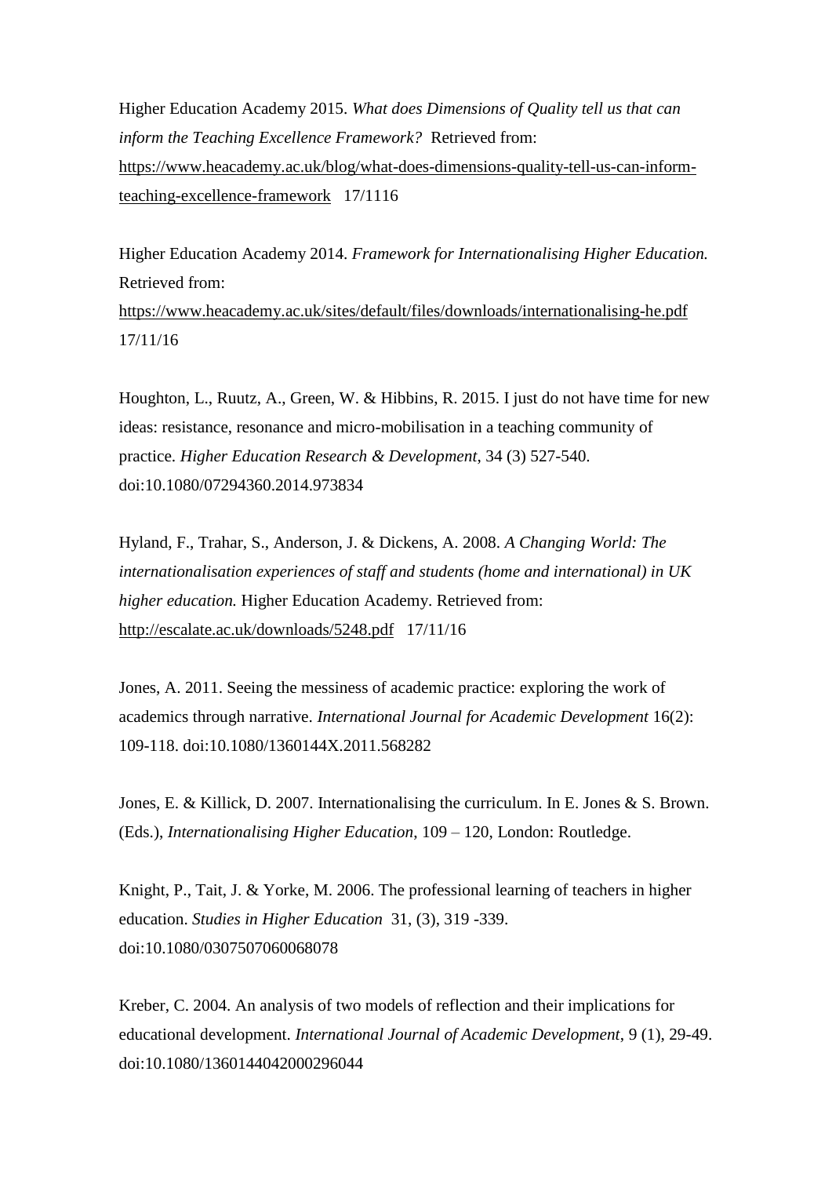Higher Education Academy 2015. *What does Dimensions of Quality tell us that can inform the Teaching Excellence Framework?* Retrieved from: https://www.heacademy.ac.uk/blog/what-does-dimensions-quality-tell-us-can-inform-teaching-excellence-framework 17/1116

Higher Education Academy 2014. *Framework for Internationalising Higher Education.* Retrieved from: https://www.heacademy.ac.uk/sites/default/files/downloads/internationalising-he.pdf 17/11/16

Houghton, L., Ruutz, A., Green, W. & Hibbins, R. 2015. I just do not have time for new ideas: resistance, resonance and micro-mobilisation in a teaching community of practice. *Higher Education Research & Development*, 34 (3) 527-540. doi:10.1080/07294360.2014.973834

Hyland, F., Trahar, S., Anderson, J. & Dickens, A. 2008. *A Changing World: The internationalisation experiences of staff and students (home and international) in UK higher education.* Higher Education Academy. Retrieved from: http://escalate.ac.uk/downloads/5248.pdf 17/11/16

Jones, A. 2011. Seeing the messiness of academic practice: exploring the work of academics through narrative. *International Journal for Academic Development* 16(2): 109-118. doi:10.1080/1360144X.2011.568282

Jones, E. & Killick, D. 2007. Internationalising the curriculum. In E. Jones & S. Brown. (Eds.), *Internationalising Higher Education*, 109 – 120, London: Routledge.

Knight, P., Tait, J. & Yorke, M. 2006. The professional learning of teachers in higher education. *Studies in Higher Education* 31, (3), 319 -339. doi:10.1080/0307507060068078

Kreber, C. 2004. An analysis of two models of reflection and their implications for educational development. *International Journal of Academic Development*, 9 (1), 29-49. doi:10.1080/1360144042000296044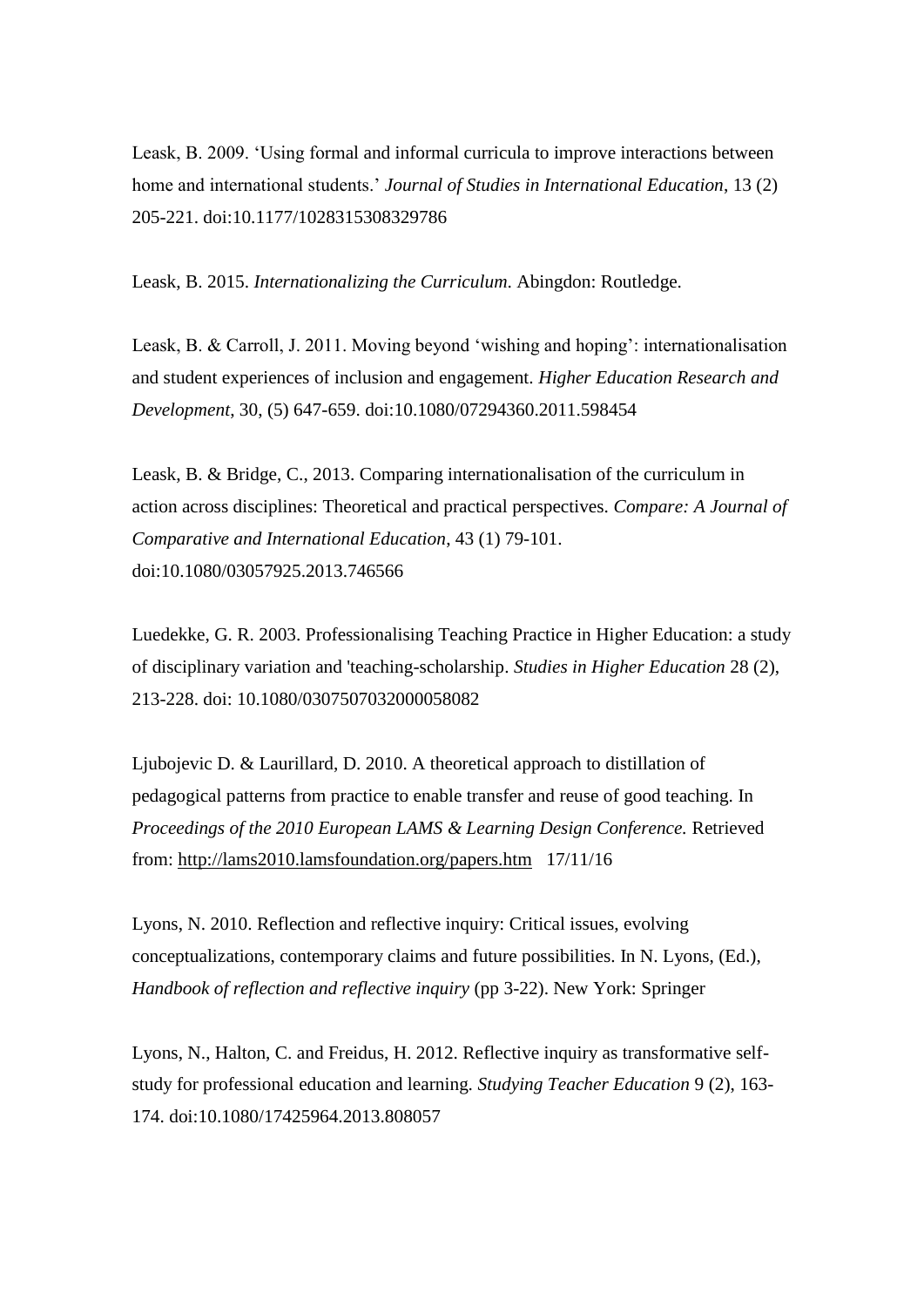Leask, B. 2009. ‘Using formal and informal curricula to improve interactions between home and international students.’ *Journal of Studies in International Education*, 13 (2) 205-221. doi:10.1177/1028315308329786

Leask, B. 2015. *Internationalizing the Curriculum.* Abingdon: Routledge.

Leask, B. & Carroll, J. 2011. Moving beyond ‘wishing and hoping’: internationalisation and student experiences of inclusion and engagement. *Higher Education Research and Development*, 30, (5) 647-659. doi:10.1080/07294360.2011.598454

Leask, B. & Bridge, C., 2013. Comparing internationalisation of the curriculum in action across disciplines: Theoretical and practical perspectives. *Compare: A Journal of Comparative and International Education*, 43 (1) 79-101. doi:10.1080/03057925.2013.746566

Luedekke, G. R. 2003. Professionalising Teaching Practice in Higher Education: a study of disciplinary variation and 'teaching-scholarship. *Studies in Higher Education* 28 (2), 213-228. doi: 10.1080/0307507032000058082

Ljubojevic D. & Laurillard, D. 2010. A theoretical approach to distillation of pedagogical patterns from practice to enable transfer and reuse of good teaching. In *Proceedings of the 2010 European LAMS & Learning Design Conference.* Retrieved from: http://lams2010.lamsfoundation.org/papers.htm 17/11/16

Lyons, N. 2010. Reflection and reflective inquiry: Critical issues, evolving conceptualizations, contemporary claims and future possibilities. In N. Lyons, (Ed.), *Handbook of reflection and reflective inquiry* (pp 3-22). New York: Springer

Lyons, N., Halton, C. and Freidus, H. 2012. Reflective inquiry as transformative self-study for professional education and learning. *Studying Teacher Education* 9 (2), 163-174. doi:10.1080/17425964.2013.808057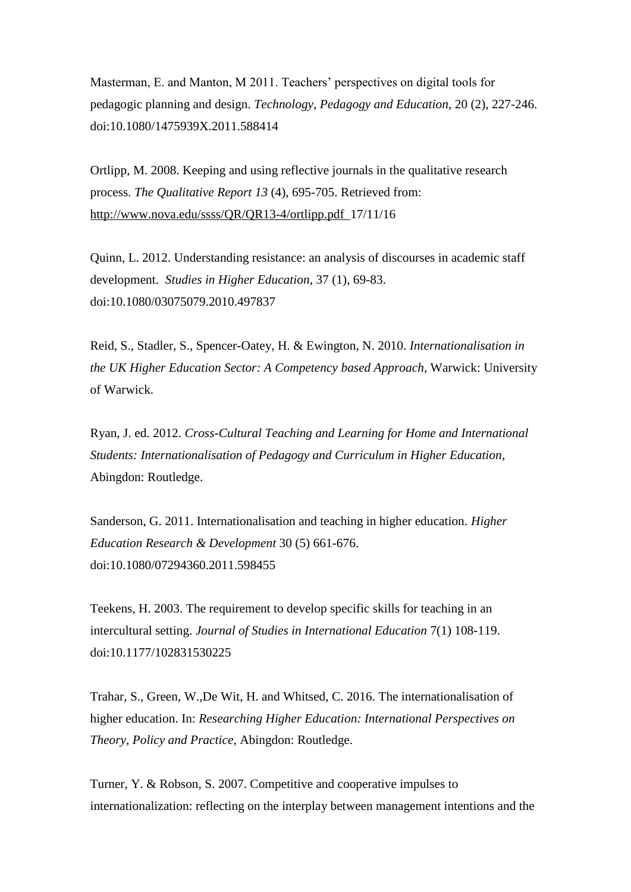Masterman, E. and Manton, M 2011. Teachers' perspectives on digital tools for pedagogic planning and design. *Technology, Pedagogy and Education*, 20 (2), 227-246. doi:10.1080/1475939X.2011.588414

Ortlipp, M. 2008. Keeping and using reflective journals in the qualitative research process. *The Qualitative Report 13* (4), 695-705. Retrieved from: http://www.nova.edu/ssss/QR/QR13-4/ortlipp.pdf 17/11/16

Quinn, L. 2012. Understanding resistance: an analysis of discourses in academic staff development. *Studies in Higher Education*, 37 (1), 69-83. doi:10.1080/03075079.2010.497837

Reid, S., Stadler, S., Spencer-Oatey, H. & Ewington, N. 2010. *Internationalisation in the UK Higher Education Sector: A Competency based Approach*, Warwick: University of Warwick.

Ryan, J. ed. 2012. *Cross-Cultural Teaching and Learning for Home and International Students: Internationalisation of Pedagogy and Curriculum in Higher Education*, Abingdon: Routledge.

Sanderson, G. 2011. Internationalisation and teaching in higher education. *Higher Education Research & Development* 30 (5) 661-676. doi:10.1080/07294360.2011.598455

Teekens, H. 2003. The requirement to develop specific skills for teaching in an intercultural setting. *Journal of Studies in International Education* 7(1) 108-119. doi:10.1177/102831530225

Trahar, S., Green, W.,De Wit, H. and Whitsed, C. 2016. The internationalisation of higher education. In: *Researching Higher Education: International Perspectives on Theory, Policy and Practice*, Abingdon: Routledge.

Turner, Y. & Robson, S. 2007. Competitive and cooperative impulses to internationalization: reflecting on the interplay between management intentions and the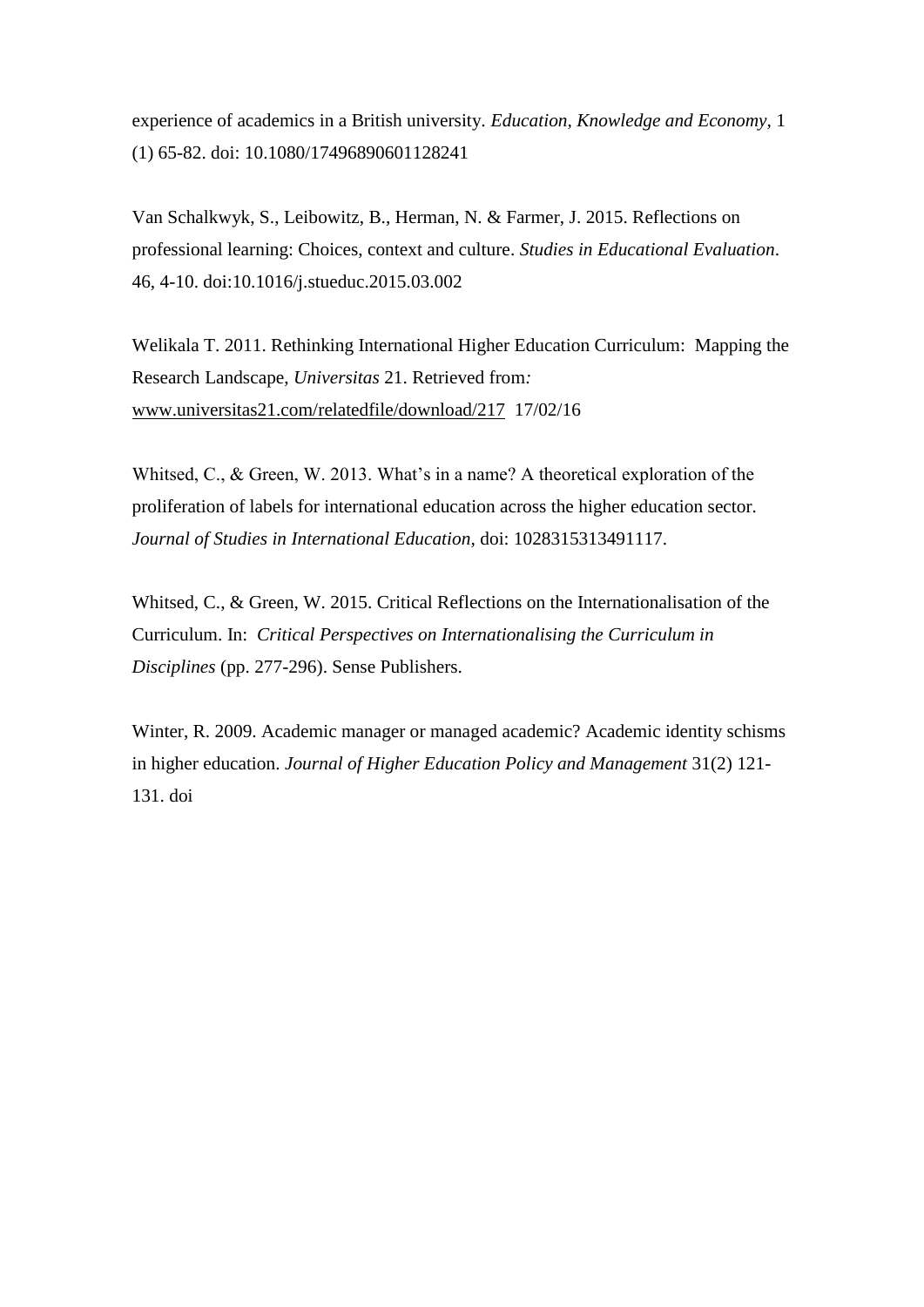experience of academics in a British university. *Education, Knowledge and Economy*, 1 (1) 65-82. doi: 10.1080/17496890601128241

Van Schalkwyk, S., Leibowitz, B., Herman, N. & Farmer, J. 2015. Reflections on professional learning: Choices, context and culture. *Studies in Educational Evaluation*. 46, 4-10. doi:10.1016/j.stueduc.2015.03.002

Welikala T. 2011. Rethinking International Higher Education Curriculum: Mapping the Research Landscape, *Universitas* 21. Retrieved from*:* www.universitas21.com/relatedfile/download/217 17/02/16

Whitsed, C., & Green, W. 2013. What's in a name? A theoretical exploration of the proliferation of labels for international education across the higher education sector. *Journal of Studies in International Education*, doi: 1028315313491117.

Whitsed, C., & Green, W. 2015. Critical Reflections on the Internationalisation of the Curriculum. In: *Critical Perspectives on Internationalising the Curriculum in Disciplines* (pp. 277-296). Sense Publishers.

Winter, R. 2009. Academic manager or managed academic? Academic identity schisms in higher education. *Journal of Higher Education Policy and Management* 31(2) 121-131. doi